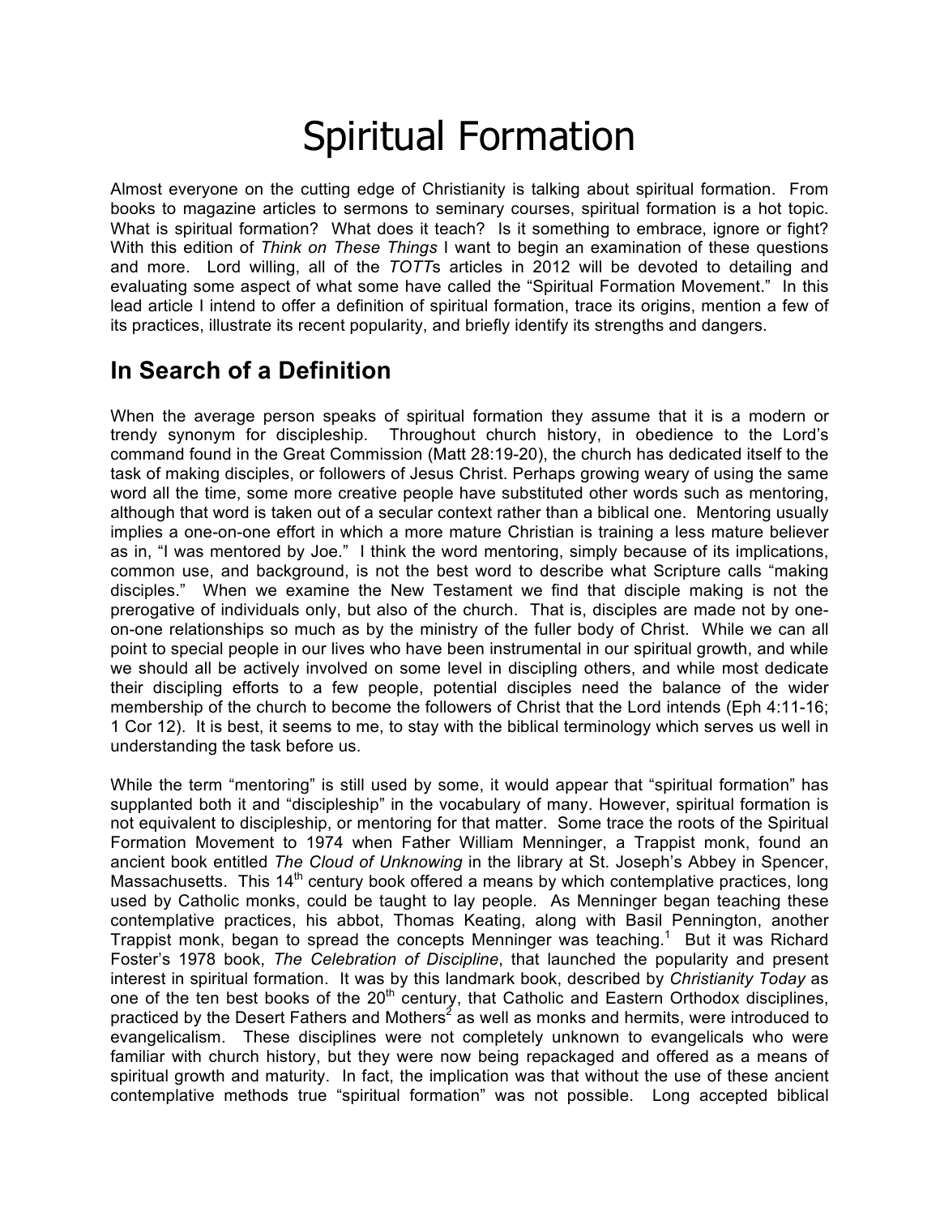# Spiritual Formation

Almost everyone on the cutting edge of Christianity is talking about spiritual formation. From books to magazine articles to sermons to seminary courses, spiritual formation is a hot topic. What is spiritual formation? What does it teach? Is it something to embrace, ignore or fight? With this edition of *Think on These Things* I want to begin an examination of these questions and more. Lord willing, all of the *TOTT*s articles in 2012 will be devoted to detailing and evaluating some aspect of what some have called the "Spiritual Formation Movement." In this lead article I intend to offer a definition of spiritual formation, trace its origins, mention a few of its practices, illustrate its recent popularity, and briefly identify its strengths and dangers.

## In Search of a Definition

When the average person speaks of spiritual formation they assume that it is a modern or trendy synonym for discipleship. Throughout church history, in obedience to the Lord's command found in the Great Commission (Matt 28:19-20), the church has dedicated itself to the task of making disciples, or followers of Jesus Christ. Perhaps growing weary of using the same word all the time, some more creative people have substituted other words such as mentoring, although that word is taken out of a secular context rather than a biblical one. Mentoring usually implies a one-on-one effort in which a more mature Christian is training a less mature believer as in, "I was mentored by Joe." I think the word mentoring, simply because of its implications, common use, and background, is not the best word to describe what Scripture calls "making disciples." When we examine the New Testament we find that disciple making is not the prerogative of individuals only, but also of the church. That is, disciples are made not by one-on-one relationships so much as by the ministry of the fuller body of Christ. While we can all point to special people in our lives who have been instrumental in our spiritual growth, and while we should all be actively involved on some level in discipling others, and while most dedicate their discipling efforts to a few people, potential disciples need the balance of the wider membership of the church to become the followers of Christ that the Lord intends (Eph 4:11-16; 1 Cor 12). It is best, it seems to me, to stay with the biblical terminology which serves us well in understanding the task before us.

While the term "mentoring" is still used by some, it would appear that "spiritual formation" has supplanted both it and "discipleship" in the vocabulary of many. However, spiritual formation is not equivalent to discipleship, or mentoring for that matter. Some trace the roots of the Spiritual Formation Movement to 1974 when Father William Menninger, a Trappist monk, found an ancient book entitled *The Cloud of Unknowing* in the library at St. Joseph's Abbey in Spencer, Massachusetts. This 14th century book offered a means by which contemplative practices, long used by Catholic monks, could be taught to lay people. As Menninger began teaching these contemplative practices, his abbot, Thomas Keating, along with Basil Pennington, another Trappist monk, began to spread the concepts Menninger was teaching.[1] But it was Richard Foster's 1978 book, *The Celebration of Discipline*, that launched the popularity and present interest in spiritual formation. It was by this landmark book, described by *Christianity Today* as one of the ten best books of the 20th century, that Catholic and Eastern Orthodox disciplines, practiced by the Desert Fathers and Mothers[2] as well as monks and hermits, were introduced to evangelicalism. These disciplines were not completely unknown to evangelicals who were familiar with church history, but they were now being repackaged and offered as a means of spiritual growth and maturity. In fact, the implication was that without the use of these ancient contemplative methods true "spiritual formation" was not possible. Long accepted biblical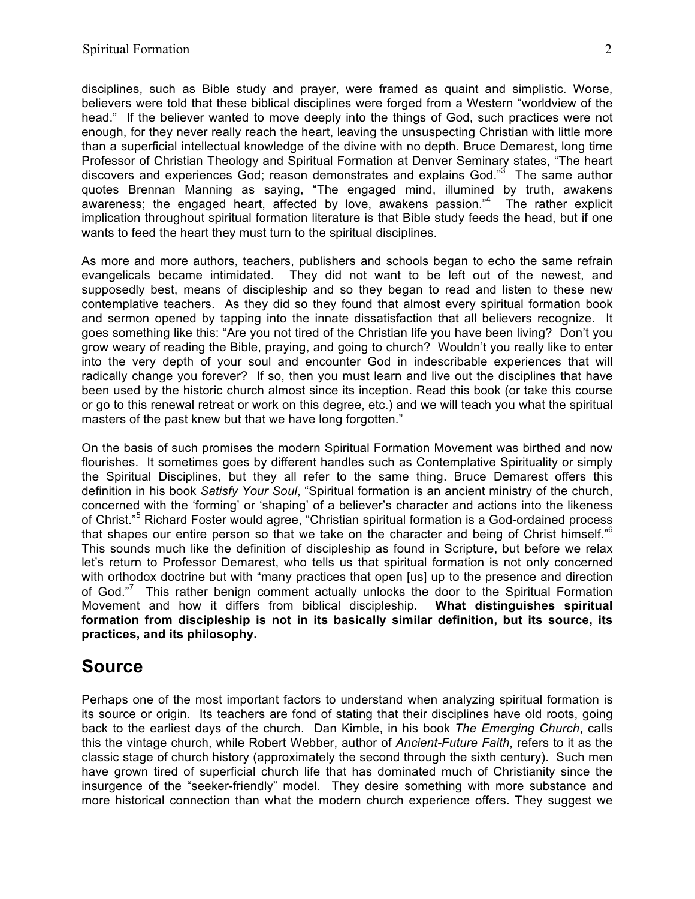disciplines, such as Bible study and prayer, were framed as quaint and simplistic. Worse, believers were told that these biblical disciplines were forged from a Western "worldview of the head." If the believer wanted to move deeply into the things of God, such practices were not enough, for they never really reach the heart, leaving the unsuspecting Christian with little more than a superficial intellectual knowledge of the divine with no depth. Bruce Demarest, long time Professor of Christian Theology and Spiritual Formation at Denver Seminary states, "The heart discovers and experiences God; reason demonstrates and explains God."[3] The same author quotes Brennan Manning as saying, "The engaged mind, illumined by truth, awakens awareness; the engaged heart, affected by love, awakens passion."[4] The rather explicit implication throughout spiritual formation literature is that Bible study feeds the head, but if one wants to feed the heart they must turn to the spiritual disciplines.

As more and more authors, teachers, publishers and schools began to echo the same refrain evangelicals became intimidated. They did not want to be left out of the newest, and supposedly best, means of discipleship and so they began to read and listen to these new contemplative teachers. As they did so they found that almost every spiritual formation book and sermon opened by tapping into the innate dissatisfaction that all believers recognize. It goes something like this: "Are you not tired of the Christian life you have been living? Don't you grow weary of reading the Bible, praying, and going to church? Wouldn't you really like to enter into the very depth of your soul and encounter God in indescribable experiences that will radically change you forever? If so, then you must learn and live out the disciplines that have been used by the historic church almost since its inception. Read this book (or take this course or go to this renewal retreat or work on this degree, etc.) and we will teach you what the spiritual masters of the past knew but that we have long forgotten."

On the basis of such promises the modern Spiritual Formation Movement was birthed and now flourishes. It sometimes goes by different handles such as Contemplative Spirituality or simply the Spiritual Disciplines, but they all refer to the same thing. Bruce Demarest offers this definition in his book *Satisfy Your Soul*, "Spiritual formation is an ancient ministry of the church, concerned with the 'forming' or 'shaping' of a believer's character and actions into the likeness of Christ."[5] Richard Foster would agree, "Christian spiritual formation is a God-ordained process that shapes our entire person so that we take on the character and being of Christ himself."[6] This sounds much like the definition of discipleship as found in Scripture, but before we relax let's return to Professor Demarest, who tells us that spiritual formation is not only concerned with orthodox doctrine but with "many practices that open [us] up to the presence and direction of God."[7] This rather benign comment actually unlocks the door to the Spiritual Formation Movement and how it differs from biblical discipleship. **What distinguishes spiritual formation from discipleship is not in its basically similar definition, but its source, its practices, and its philosophy.**

## Source

Perhaps one of the most important factors to understand when analyzing spiritual formation is its source or origin. Its teachers are fond of stating that their disciplines have old roots, going back to the earliest days of the church. Dan Kimble, in his book *The Emerging Church*, calls this the vintage church, while Robert Webber, author of *Ancient-Future Faith*, refers to it as the classic stage of church history (approximately the second through the sixth century). Such men have grown tired of superficial church life that has dominated much of Christianity since the insurgence of the "seeker-friendly" model. They desire something with more substance and more historical connection than what the modern church experience offers. They suggest we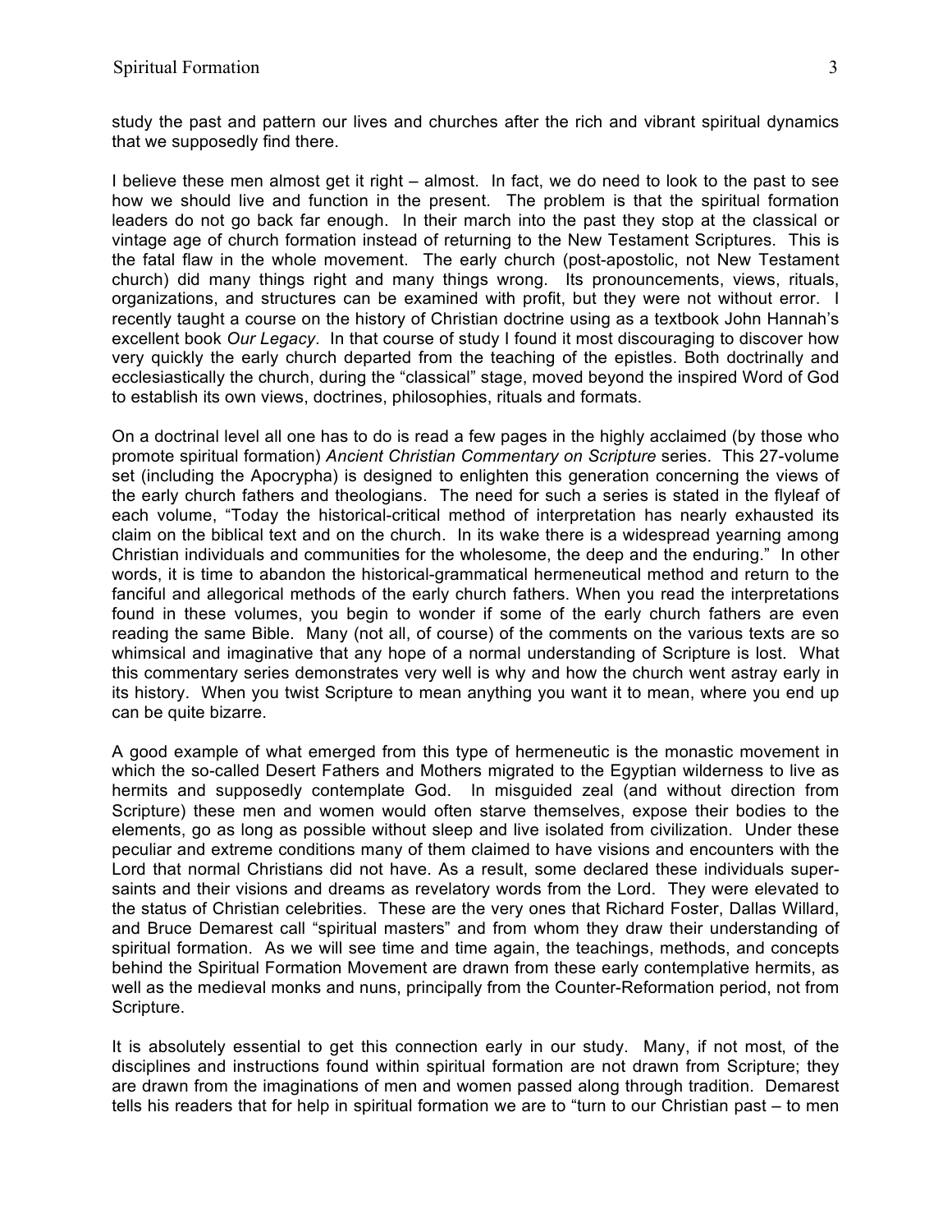study the past and pattern our lives and churches after the rich and vibrant spiritual dynamics that we supposedly find there.

I believe these men almost get it right – almost. In fact, we do need to look to the past to see how we should live and function in the present. The problem is that the spiritual formation leaders do not go back far enough. In their march into the past they stop at the classical or vintage age of church formation instead of returning to the New Testament Scriptures. This is the fatal flaw in the whole movement. The early church (post-apostolic, not New Testament church) did many things right and many things wrong. Its pronouncements, views, rituals, organizations, and structures can be examined with profit, but they were not without error. I recently taught a course on the history of Christian doctrine using as a textbook John Hannah's excellent book *Our Legacy*. In that course of study I found it most discouraging to discover how very quickly the early church departed from the teaching of the epistles. Both doctrinally and ecclesiastically the church, during the "classical" stage, moved beyond the inspired Word of God to establish its own views, doctrines, philosophies, rituals and formats.

On a doctrinal level all one has to do is read a few pages in the highly acclaimed (by those who promote spiritual formation) *Ancient Christian Commentary on Scripture* series. This 27-volume set (including the Apocrypha) is designed to enlighten this generation concerning the views of the early church fathers and theologians. The need for such a series is stated in the flyleaf of each volume, "Today the historical-critical method of interpretation has nearly exhausted its claim on the biblical text and on the church. In its wake there is a widespread yearning among Christian individuals and communities for the wholesome, the deep and the enduring." In other words, it is time to abandon the historical-grammatical hermeneutical method and return to the fanciful and allegorical methods of the early church fathers. When you read the interpretations found in these volumes, you begin to wonder if some of the early church fathers are even reading the same Bible. Many (not all, of course) of the comments on the various texts are so whimsical and imaginative that any hope of a normal understanding of Scripture is lost. What this commentary series demonstrates very well is why and how the church went astray early in its history. When you twist Scripture to mean anything you want it to mean, where you end up can be quite bizarre.

A good example of what emerged from this type of hermeneutic is the monastic movement in which the so-called Desert Fathers and Mothers migrated to the Egyptian wilderness to live as hermits and supposedly contemplate God. In misguided zeal (and without direction from Scripture) these men and women would often starve themselves, expose their bodies to the elements, go as long as possible without sleep and live isolated from civilization. Under these peculiar and extreme conditions many of them claimed to have visions and encounters with the Lord that normal Christians did not have. As a result, some declared these individuals super-saints and their visions and dreams as revelatory words from the Lord. They were elevated to the status of Christian celebrities. These are the very ones that Richard Foster, Dallas Willard, and Bruce Demarest call "spiritual masters" and from whom they draw their understanding of spiritual formation. As we will see time and time again, the teachings, methods, and concepts behind the Spiritual Formation Movement are drawn from these early contemplative hermits, as well as the medieval monks and nuns, principally from the Counter-Reformation period, not from Scripture.

It is absolutely essential to get this connection early in our study. Many, if not most, of the disciplines and instructions found within spiritual formation are not drawn from Scripture; they are drawn from the imaginations of men and women passed along through tradition. Demarest tells his readers that for help in spiritual formation we are to "turn to our Christian past – to men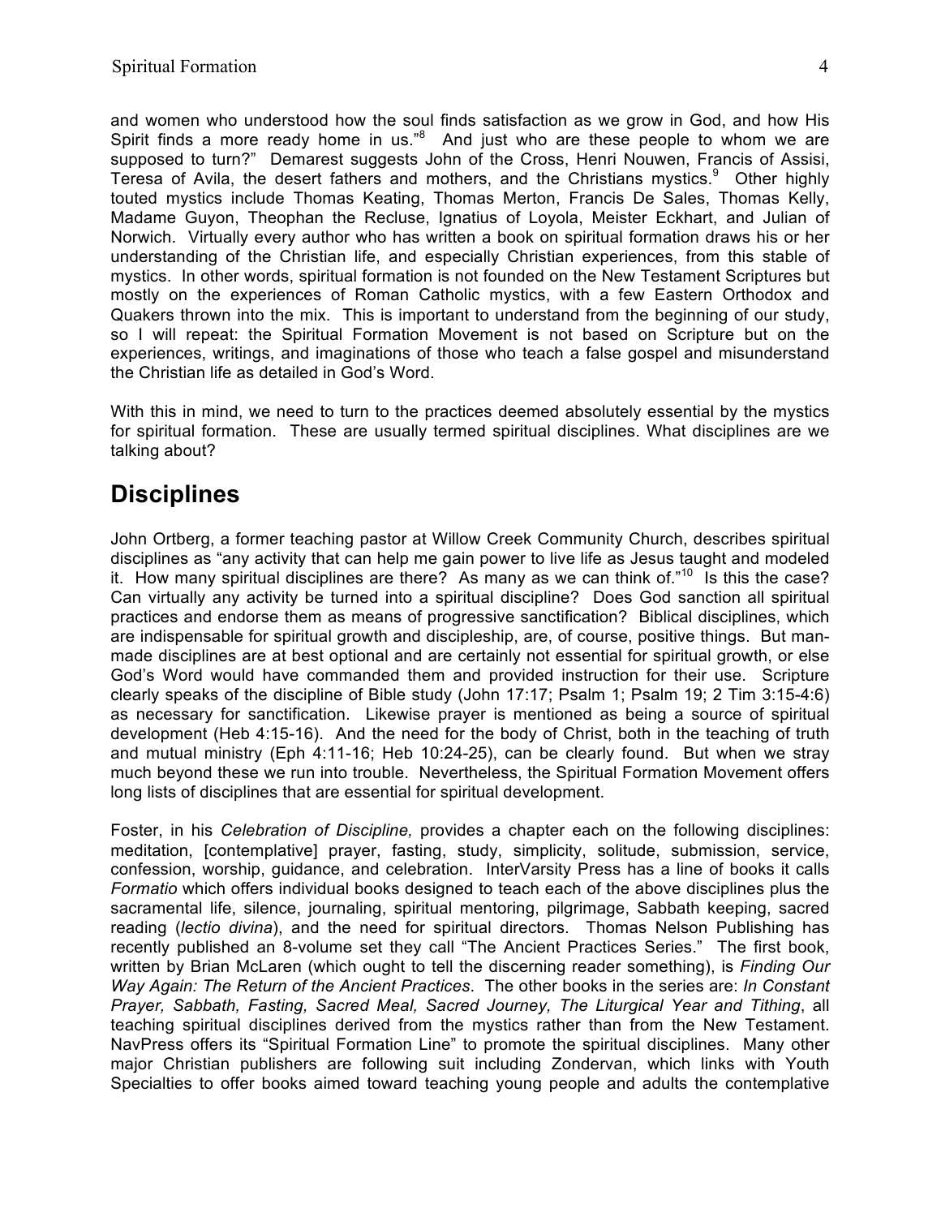and women who understood how the soul finds satisfaction as we grow in God, and how His Spirit finds a more ready home in us."[8] And just who are these people to whom we are supposed to turn?" Demarest suggests John of the Cross, Henri Nouwen, Francis of Assisi, Teresa of Avila, the desert fathers and mothers, and the Christians mystics.[9] Other highly touted mystics include Thomas Keating, Thomas Merton, Francis De Sales, Thomas Kelly, Madame Guyon, Theophan the Recluse, Ignatius of Loyola, Meister Eckhart, and Julian of Norwich. Virtually every author who has written a book on spiritual formation draws his or her understanding of the Christian life, and especially Christian experiences, from this stable of mystics. In other words, spiritual formation is not founded on the New Testament Scriptures but mostly on the experiences of Roman Catholic mystics, with a few Eastern Orthodox and Quakers thrown into the mix. This is important to understand from the beginning of our study, so I will repeat: the Spiritual Formation Movement is not based on Scripture but on the experiences, writings, and imaginations of those who teach a false gospel and misunderstand the Christian life as detailed in God's Word.

With this in mind, we need to turn to the practices deemed absolutely essential by the mystics for spiritual formation. These are usually termed spiritual disciplines. What disciplines are we talking about?

## Disciplines

John Ortberg, a former teaching pastor at Willow Creek Community Church, describes spiritual disciplines as "any activity that can help me gain power to live life as Jesus taught and modeled it. How many spiritual disciplines are there? As many as we can think of."[10] Is this the case? Can virtually any activity be turned into a spiritual discipline? Does God sanction all spiritual practices and endorse them as means of progressive sanctification? Biblical disciplines, which are indispensable for spiritual growth and discipleship, are, of course, positive things. But man-made disciplines are at best optional and are certainly not essential for spiritual growth, or else God's Word would have commanded them and provided instruction for their use. Scripture clearly speaks of the discipline of Bible study (John 17:17; Psalm 1; Psalm 19; 2 Tim 3:15-4:6) as necessary for sanctification. Likewise prayer is mentioned as being a source of spiritual development (Heb 4:15-16). And the need for the body of Christ, both in the teaching of truth and mutual ministry (Eph 4:11-16; Heb 10:24-25), can be clearly found. But when we stray much beyond these we run into trouble. Nevertheless, the Spiritual Formation Movement offers long lists of disciplines that are essential for spiritual development.

Foster, in his *Celebration of Discipline,* provides a chapter each on the following disciplines: meditation, [contemplative] prayer, fasting, study, simplicity, solitude, submission, service, confession, worship, guidance, and celebration. InterVarsity Press has a line of books it calls *Formatio* which offers individual books designed to teach each of the above disciplines plus the sacramental life, silence, journaling, spiritual mentoring, pilgrimage, Sabbath keeping, sacred reading (*lectio divina*), and the need for spiritual directors. Thomas Nelson Publishing has recently published an 8-volume set they call "The Ancient Practices Series." The first book, written by Brian McLaren (which ought to tell the discerning reader something), is *Finding Our Way Again: The Return of the Ancient Practices*. The other books in the series are: *In Constant Prayer, Sabbath, Fasting, Sacred Meal, Sacred Journey, The Liturgical Year and Tithing*, all teaching spiritual disciplines derived from the mystics rather than from the New Testament. NavPress offers its "Spiritual Formation Line" to promote the spiritual disciplines. Many other major Christian publishers are following suit including Zondervan, which links with Youth Specialties to offer books aimed toward teaching young people and adults the contemplative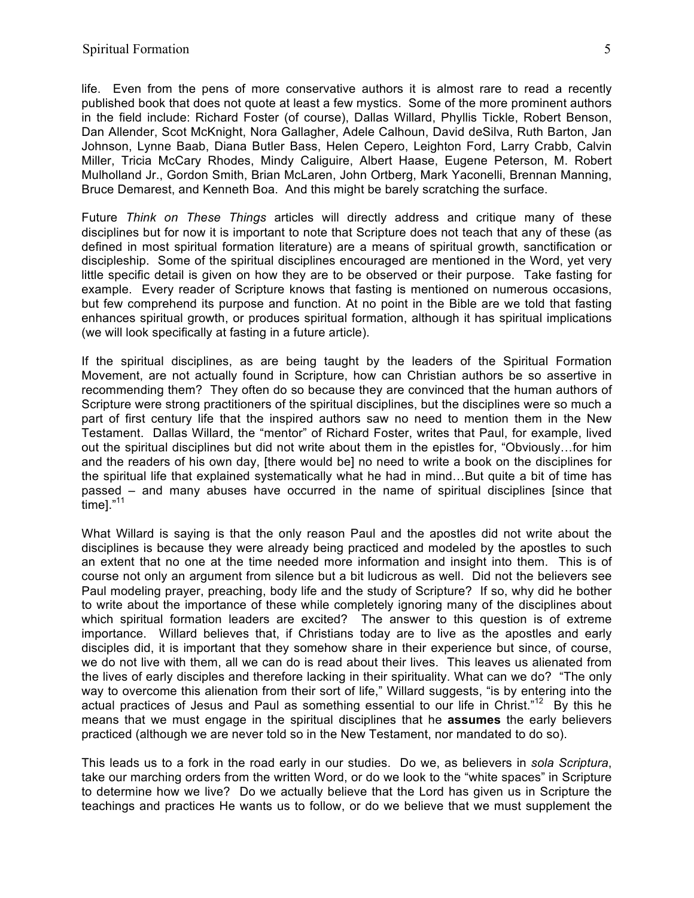life. Even from the pens of more conservative authors it is almost rare to read a recently published book that does not quote at least a few mystics. Some of the more prominent authors in the field include: Richard Foster (of course), Dallas Willard, Phyllis Tickle, Robert Benson, Dan Allender, Scot McKnight, Nora Gallagher, Adele Calhoun, David deSilva, Ruth Barton, Jan Johnson, Lynne Baab, Diana Butler Bass, Helen Cepero, Leighton Ford, Larry Crabb, Calvin Miller, Tricia McCary Rhodes, Mindy Caliguire, Albert Haase, Eugene Peterson, M. Robert Mulholland Jr., Gordon Smith, Brian McLaren, John Ortberg, Mark Yaconelli, Brennan Manning, Bruce Demarest, and Kenneth Boa. And this might be barely scratching the surface.

Future *Think on These Things* articles will directly address and critique many of these disciplines but for now it is important to note that Scripture does not teach that any of these (as defined in most spiritual formation literature) are a means of spiritual growth, sanctification or discipleship. Some of the spiritual disciplines encouraged are mentioned in the Word, yet very little specific detail is given on how they are to be observed or their purpose. Take fasting for example. Every reader of Scripture knows that fasting is mentioned on numerous occasions, but few comprehend its purpose and function. At no point in the Bible are we told that fasting enhances spiritual growth, or produces spiritual formation, although it has spiritual implications (we will look specifically at fasting in a future article).

If the spiritual disciplines, as are being taught by the leaders of the Spiritual Formation Movement, are not actually found in Scripture, how can Christian authors be so assertive in recommending them? They often do so because they are convinced that the human authors of Scripture were strong practitioners of the spiritual disciplines, but the disciplines were so much a part of first century life that the inspired authors saw no need to mention them in the New Testament. Dallas Willard, the "mentor" of Richard Foster, writes that Paul, for example, lived out the spiritual disciplines but did not write about them in the epistles for, "Obviously…for him and the readers of his own day, [there would be] no need to write a book on the disciplines for the spiritual life that explained systematically what he had in mind…But quite a bit of time has passed – and many abuses have occurred in the name of spiritual disciplines [since that time]."[11]

What Willard is saying is that the only reason Paul and the apostles did not write about the disciplines is because they were already being practiced and modeled by the apostles to such an extent that no one at the time needed more information and insight into them. This is of course not only an argument from silence but a bit ludicrous as well. Did not the believers see Paul modeling prayer, preaching, body life and the study of Scripture? If so, why did he bother to write about the importance of these while completely ignoring many of the disciplines about which spiritual formation leaders are excited? The answer to this question is of extreme importance. Willard believes that, if Christians today are to live as the apostles and early disciples did, it is important that they somehow share in their experience but since, of course, we do not live with them, all we can do is read about their lives. This leaves us alienated from the lives of early disciples and therefore lacking in their spirituality. What can we do? "The only way to overcome this alienation from their sort of life," Willard suggests, "is by entering into the actual practices of Jesus and Paul as something essential to our life in Christ."[12] By this he means that we must engage in the spiritual disciplines that he **assumes** the early believers practiced (although we are never told so in the New Testament, nor mandated to do so).

This leads us to a fork in the road early in our studies. Do we, as believers in *sola Scriptura*, take our marching orders from the written Word, or do we look to the "white spaces" in Scripture to determine how we live? Do we actually believe that the Lord has given us in Scripture the teachings and practices He wants us to follow, or do we believe that we must supplement the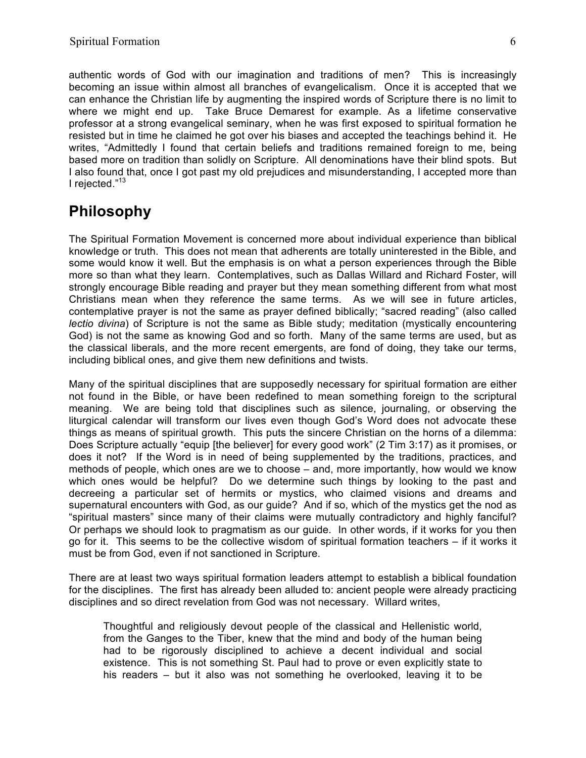authentic words of God with our imagination and traditions of men? This is increasingly becoming an issue within almost all branches of evangelicalism. Once it is accepted that we can enhance the Christian life by augmenting the inspired words of Scripture there is no limit to where we might end up. Take Bruce Demarest for example. As a lifetime conservative professor at a strong evangelical seminary, when he was first exposed to spiritual formation he resisted but in time he claimed he got over his biases and accepted the teachings behind it. He writes, "Admittedly I found that certain beliefs and traditions remained foreign to me, being based more on tradition than solidly on Scripture. All denominations have their blind spots. But I also found that, once I got past my old prejudices and misunderstanding, I accepted more than I rejected."[13]

## Philosophy

The Spiritual Formation Movement is concerned more about individual experience than biblical knowledge or truth. This does not mean that adherents are totally uninterested in the Bible, and some would know it well. But the emphasis is on what a person experiences through the Bible more so than what they learn. Contemplatives, such as Dallas Willard and Richard Foster, will strongly encourage Bible reading and prayer but they mean something different from what most Christians mean when they reference the same terms. As we will see in future articles, contemplative prayer is not the same as prayer defined biblically; "sacred reading" (also called *lectio divina*) of Scripture is not the same as Bible study; meditation (mystically encountering God) is not the same as knowing God and so forth. Many of the same terms are used, but as the classical liberals, and the more recent emergents, are fond of doing, they take our terms, including biblical ones, and give them new definitions and twists.

Many of the spiritual disciplines that are supposedly necessary for spiritual formation are either not found in the Bible, or have been redefined to mean something foreign to the scriptural meaning. We are being told that disciplines such as silence, journaling, or observing the liturgical calendar will transform our lives even though God's Word does not advocate these things as means of spiritual growth. This puts the sincere Christian on the horns of a dilemma: Does Scripture actually "equip [the believer] for every good work" (2 Tim 3:17) as it promises, or does it not? If the Word is in need of being supplemented by the traditions, practices, and methods of people, which ones are we to choose – and, more importantly, how would we know which ones would be helpful? Do we determine such things by looking to the past and decreeing a particular set of hermits or mystics, who claimed visions and dreams and supernatural encounters with God, as our guide? And if so, which of the mystics get the nod as "spiritual masters" since many of their claims were mutually contradictory and highly fanciful? Or perhaps we should look to pragmatism as our guide. In other words, if it works for you then go for it. This seems to be the collective wisdom of spiritual formation teachers – if it works it must be from God, even if not sanctioned in Scripture.

There are at least two ways spiritual formation leaders attempt to establish a biblical foundation for the disciplines. The first has already been alluded to: ancient people were already practicing disciplines and so direct revelation from God was not necessary. Willard writes,

> Thoughtful and religiously devout people of the classical and Hellenistic world, from the Ganges to the Tiber, knew that the mind and body of the human being had to be rigorously disciplined to achieve a decent individual and social existence. This is not something St. Paul had to prove or even explicitly state to his readers – but it also was not something he overlooked, leaving it to be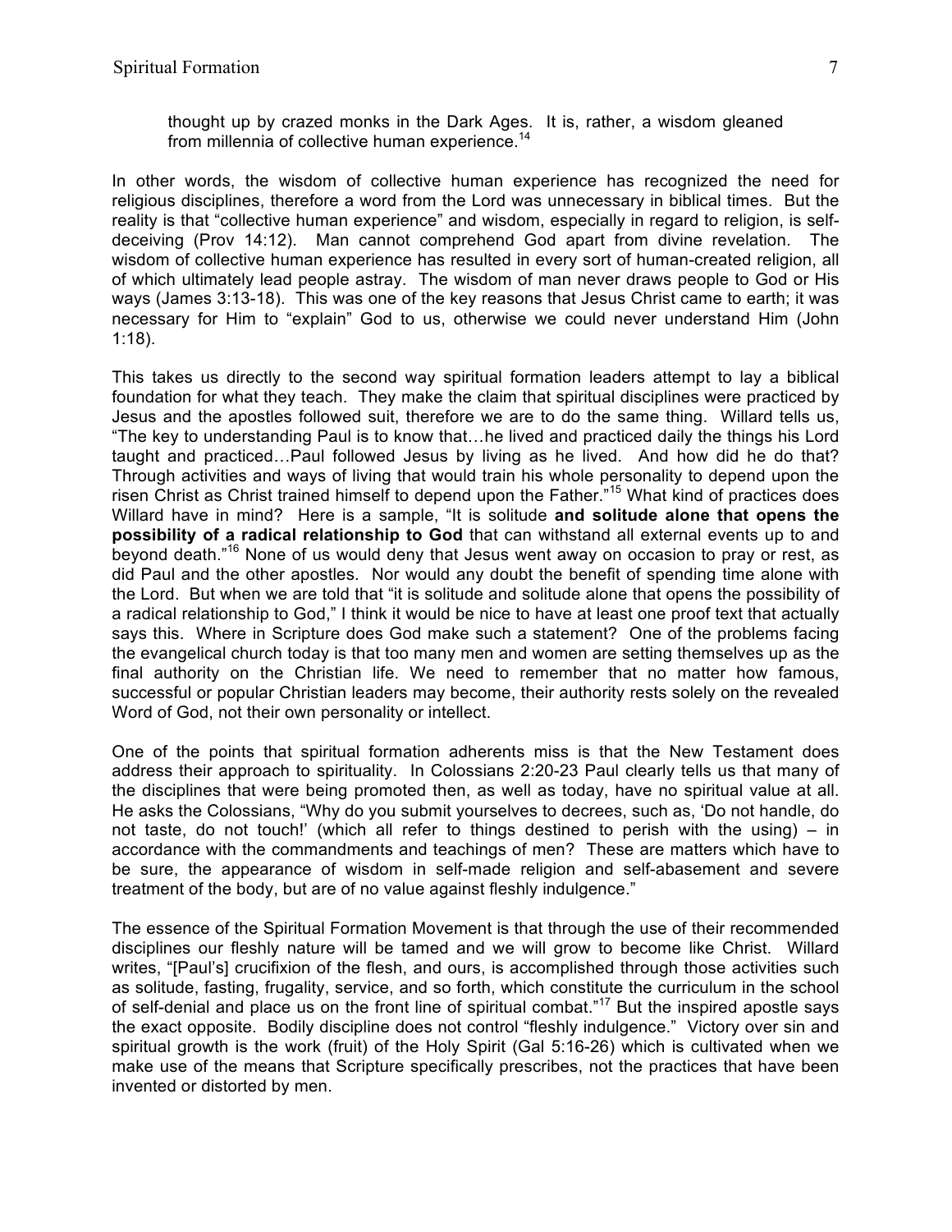> thought up by crazed monks in the Dark Ages. It is, rather, a wisdom gleaned from millennia of collective human experience.[14]

In other words, the wisdom of collective human experience has recognized the need for religious disciplines, therefore a word from the Lord was unnecessary in biblical times. But the reality is that "collective human experience" and wisdom, especially in regard to religion, is self-deceiving (Prov 14:12). Man cannot comprehend God apart from divine revelation. The wisdom of collective human experience has resulted in every sort of human-created religion, all of which ultimately lead people astray. The wisdom of man never draws people to God or His ways (James 3:13-18). This was one of the key reasons that Jesus Christ came to earth; it was necessary for Him to "explain" God to us, otherwise we could never understand Him (John 1:18).

This takes us directly to the second way spiritual formation leaders attempt to lay a biblical foundation for what they teach. They make the claim that spiritual disciplines were practiced by Jesus and the apostles followed suit, therefore we are to do the same thing. Willard tells us, "The key to understanding Paul is to know that…he lived and practiced daily the things his Lord taught and practiced…Paul followed Jesus by living as he lived. And how did he do that? Through activities and ways of living that would train his whole personality to depend upon the risen Christ as Christ trained himself to depend upon the Father."[15] What kind of practices does Willard have in mind? Here is a sample, "It is solitude **and solitude alone that opens the possibility of a radical relationship to God** that can withstand all external events up to and beyond death."[16] None of us would deny that Jesus went away on occasion to pray or rest, as did Paul and the other apostles. Nor would any doubt the benefit of spending time alone with the Lord. But when we are told that "it is solitude and solitude alone that opens the possibility of a radical relationship to God," I think it would be nice to have at least one proof text that actually says this. Where in Scripture does God make such a statement? One of the problems facing the evangelical church today is that too many men and women are setting themselves up as the final authority on the Christian life. We need to remember that no matter how famous, successful or popular Christian leaders may become, their authority rests solely on the revealed Word of God, not their own personality or intellect.

One of the points that spiritual formation adherents miss is that the New Testament does address their approach to spirituality. In Colossians 2:20-23 Paul clearly tells us that many of the disciplines that were being promoted then, as well as today, have no spiritual value at all. He asks the Colossians, "Why do you submit yourselves to decrees, such as, 'Do not handle, do not taste, do not touch!' (which all refer to things destined to perish with the using) – in accordance with the commandments and teachings of men? These are matters which have to be sure, the appearance of wisdom in self-made religion and self-abasement and severe treatment of the body, but are of no value against fleshly indulgence."

The essence of the Spiritual Formation Movement is that through the use of their recommended disciplines our fleshly nature will be tamed and we will grow to become like Christ. Willard writes, "[Paul's] crucifixion of the flesh, and ours, is accomplished through those activities such as solitude, fasting, frugality, service, and so forth, which constitute the curriculum in the school of self-denial and place us on the front line of spiritual combat."[17] But the inspired apostle says the exact opposite. Bodily discipline does not control "fleshly indulgence." Victory over sin and spiritual growth is the work (fruit) of the Holy Spirit (Gal 5:16-26) which is cultivated when we make use of the means that Scripture specifically prescribes, not the practices that have been invented or distorted by men.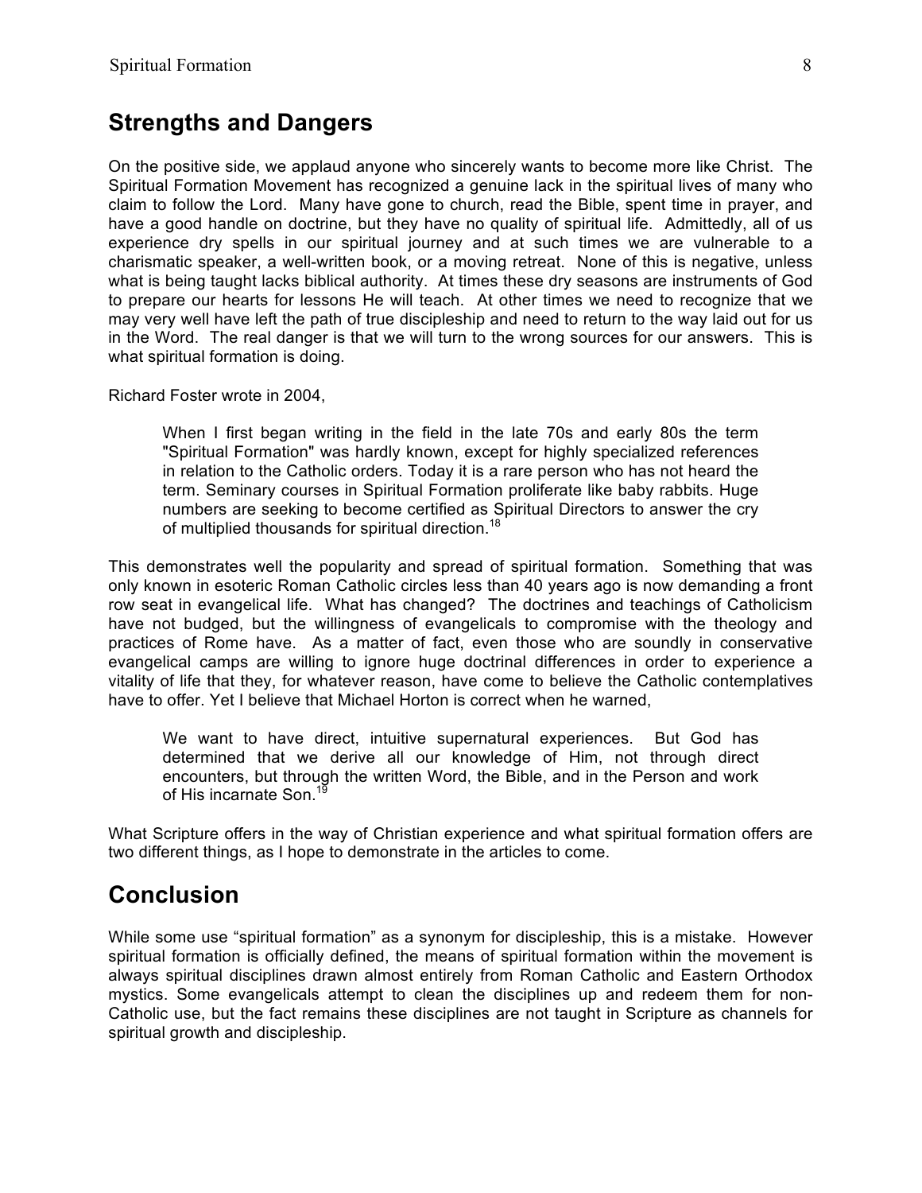## Strengths and Dangers

On the positive side, we applaud anyone who sincerely wants to become more like Christ. The Spiritual Formation Movement has recognized a genuine lack in the spiritual lives of many who claim to follow the Lord. Many have gone to church, read the Bible, spent time in prayer, and have a good handle on doctrine, but they have no quality of spiritual life. Admittedly, all of us experience dry spells in our spiritual journey and at such times we are vulnerable to a charismatic speaker, a well-written book, or a moving retreat. None of this is negative, unless what is being taught lacks biblical authority. At times these dry seasons are instruments of God to prepare our hearts for lessons He will teach. At other times we need to recognize that we may very well have left the path of true discipleship and need to return to the way laid out for us in the Word. The real danger is that we will turn to the wrong sources for our answers. This is what spiritual formation is doing.

Richard Foster wrote in 2004,

> When I first began writing in the field in the late 70s and early 80s the term "Spiritual Formation" was hardly known, except for highly specialized references in relation to the Catholic orders. Today it is a rare person who has not heard the term. Seminary courses in Spiritual Formation proliferate like baby rabbits. Huge numbers are seeking to become certified as Spiritual Directors to answer the cry of multiplied thousands for spiritual direction.[18]

This demonstrates well the popularity and spread of spiritual formation. Something that was only known in esoteric Roman Catholic circles less than 40 years ago is now demanding a front row seat in evangelical life. What has changed? The doctrines and teachings of Catholicism have not budged, but the willingness of evangelicals to compromise with the theology and practices of Rome have. As a matter of fact, even those who are soundly in conservative evangelical camps are willing to ignore huge doctrinal differences in order to experience a vitality of life that they, for whatever reason, have come to believe the Catholic contemplatives have to offer. Yet I believe that Michael Horton is correct when he warned,

> We want to have direct, intuitive supernatural experiences. But God has determined that we derive all our knowledge of Him, not through direct encounters, but through the written Word, the Bible, and in the Person and work of His incarnate Son.[19]

What Scripture offers in the way of Christian experience and what spiritual formation offers are two different things, as I hope to demonstrate in the articles to come.

## Conclusion

While some use "spiritual formation" as a synonym for discipleship, this is a mistake. However spiritual formation is officially defined, the means of spiritual formation within the movement is always spiritual disciplines drawn almost entirely from Roman Catholic and Eastern Orthodox mystics. Some evangelicals attempt to clean the disciplines up and redeem them for non-Catholic use, but the fact remains these disciplines are not taught in Scripture as channels for spiritual growth and discipleship.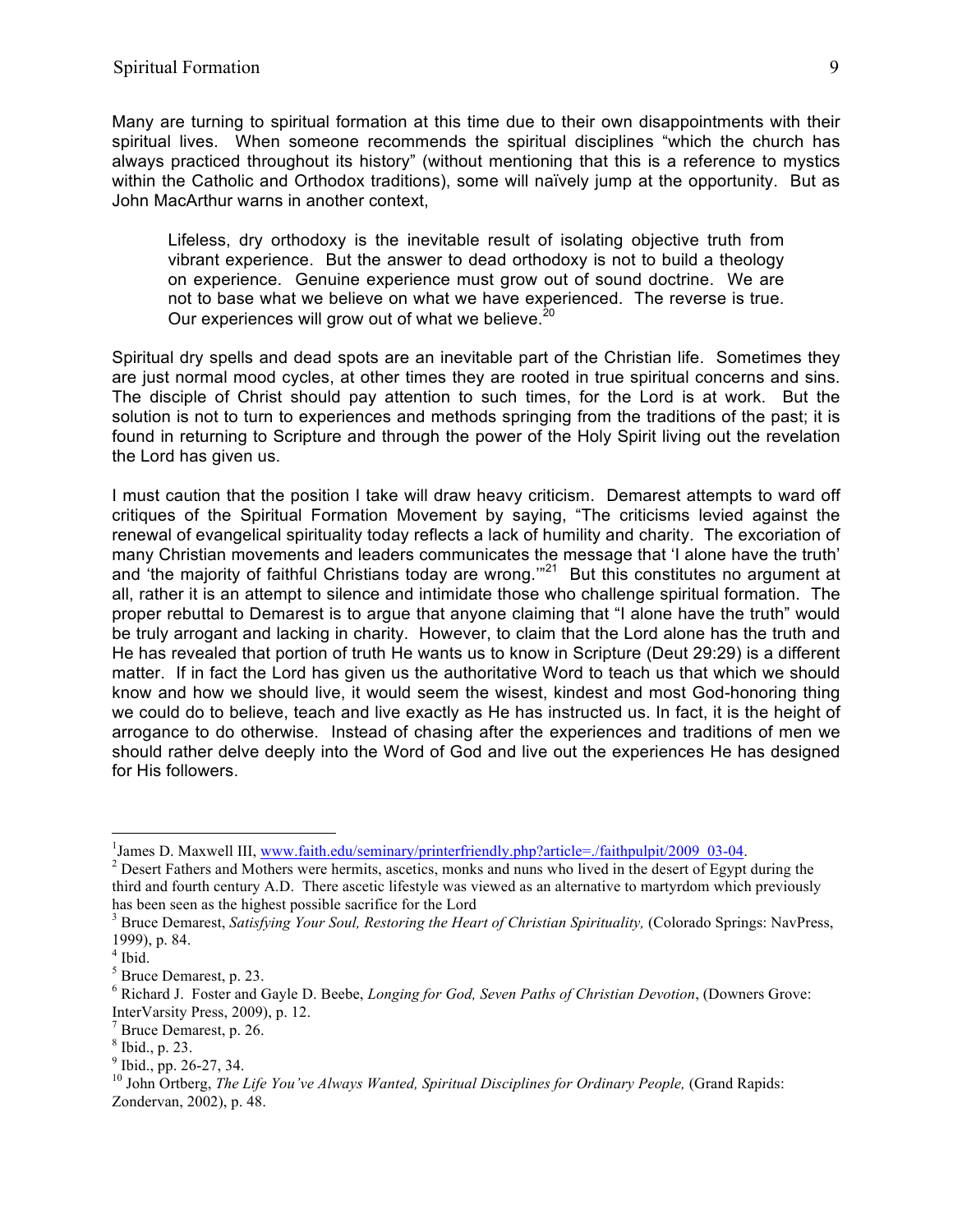Many are turning to spiritual formation at this time due to their own disappointments with their spiritual lives. When someone recommends the spiritual disciplines "which the church has always practiced throughout its history" (without mentioning that this is a reference to mystics within the Catholic and Orthodox traditions), some will naïvely jump at the opportunity. But as John MacArthur warns in another context,

> Lifeless, dry orthodoxy is the inevitable result of isolating objective truth from vibrant experience. But the answer to dead orthodoxy is not to build a theology on experience. Genuine experience must grow out of sound doctrine. We are not to base what we believe on what we have experienced. The reverse is true. Our experiences will grow out of what we believe.[20]

Spiritual dry spells and dead spots are an inevitable part of the Christian life. Sometimes they are just normal mood cycles, at other times they are rooted in true spiritual concerns and sins. The disciple of Christ should pay attention to such times, for the Lord is at work. But the solution is not to turn to experiences and methods springing from the traditions of the past; it is found in returning to Scripture and through the power of the Holy Spirit living out the revelation the Lord has given us.

I must caution that the position I take will draw heavy criticism. Demarest attempts to ward off critiques of the Spiritual Formation Movement by saying, "The criticisms levied against the renewal of evangelical spirituality today reflects a lack of humility and charity. The excoriation of many Christian movements and leaders communicates the message that 'I alone have the truth' and 'the majority of faithful Christians today are wrong.'"[21] But this constitutes no argument at all, rather it is an attempt to silence and intimidate those who challenge spiritual formation. The proper rebuttal to Demarest is to argue that anyone claiming that "I alone have the truth" would be truly arrogant and lacking in charity. However, to claim that the Lord alone has the truth and He has revealed that portion of truth He wants us to know in Scripture (Deut 29:29) is a different matter. If in fact the Lord has given us the authoritative Word to teach us that which we should know and how we should live, it would seem the wisest, kindest and most God-honoring thing we could do to believe, teach and live exactly as He has instructed us. In fact, it is the height of arrogance to do otherwise. Instead of chasing after the experiences and traditions of men we should rather delve deeply into the Word of God and live out the experiences He has designed for His followers.

---

[1] James D. Maxwell III, www.faith.edu/seminary/printerfriendly.php?article=./faithpulpit/2009_03-04.

[2] Desert Fathers and Mothers were hermits, ascetics, monks and nuns who lived in the desert of Egypt during the third and fourth century A.D. There ascetic lifestyle was viewed as an alternative to martyrdom which previously has been seen as the highest possible sacrifice for the Lord

[3] Bruce Demarest, *Satisfying Your Soul, Restoring the Heart of Christian Spirituality,* (Colorado Springs: NavPress, 1999), p. 84.

[4] Ibid.

[5] Bruce Demarest, p. 23.

[6] Richard J. Foster and Gayle D. Beebe, *Longing for God, Seven Paths of Christian Devotion*, (Downers Grove: InterVarsity Press, 2009), p. 12.

[7] Bruce Demarest, p. 26.

[8] Ibid., p. 23.

[9] Ibid., pp. 26-27, 34.

[10] John Ortberg, *The Life You've Always Wanted, Spiritual Disciplines for Ordinary People,* (Grand Rapids: Zondervan, 2002), p. 48.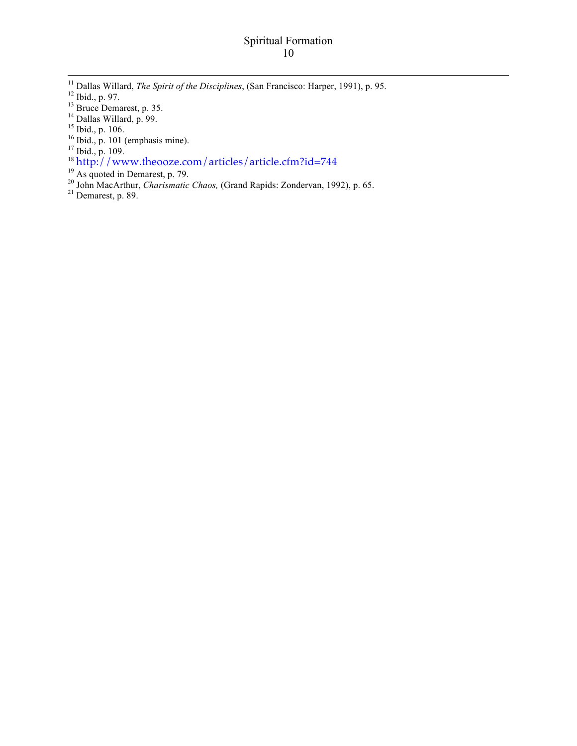[11] Dallas Willard, *The Spirit of the Disciplines*, (San Francisco: Harper, 1991), p. 95.
[12] Ibid., p. 97.
[13] Bruce Demarest, p. 35.
[14] Dallas Willard, p. 99.
[15] Ibid., p. 106.
[16] Ibid., p. 101 (emphasis mine).
[17] Ibid., p. 109.
[18] http://www.theooze.com/articles/article.cfm?id=744
[19] As quoted in Demarest, p. 79.
[20] John MacArthur, *Charismatic Chaos,* (Grand Rapids: Zondervan, 1992), p. 65.
[21] Demarest, p. 89.